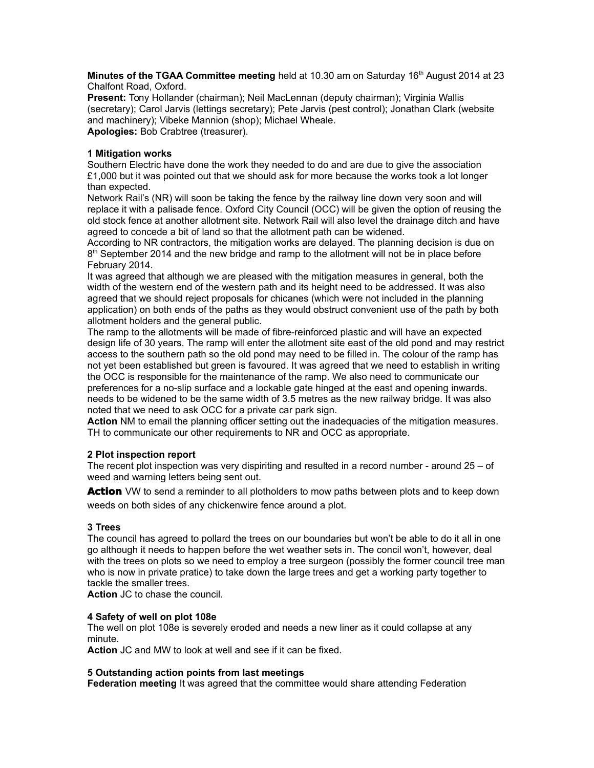**Minutes of the TGAA Committee meeting** held at 10.30 am on Saturday 16th August 2014 at 23 Chalfont Road, Oxford.

**Present:** Tony Hollander (chairman); Neil MacLennan (deputy chairman); Virginia Wallis (secretary); Carol Jarvis (lettings secretary); Pete Jarvis (pest control); Jonathan Clark (website and machinery); Vibeke Mannion (shop); Michael Wheale.

**Apologies:** Bob Crabtree (treasurer).

**1 Mitigation works**

Southern Electric have done the work they needed to do and are due to give the association £1,000 but it was pointed out that we should ask for more because the works took a lot longer than expected.

Network Rail's (NR) will soon be taking the fence by the railway line down very soon and will replace it with a palisade fence. Oxford City Council (OCC) will be given the option of reusing the old stock fence at another allotment site. Network Rail will also level the drainage ditch and have agreed to concede a bit of land so that the allotment path can be widened.

According to NR contractors, the mitigation works are delayed. The planning decision is due on 8th September 2014 and the new bridge and ramp to the allotment will not be in place before February 2014.

It was agreed that although we are pleased with the mitigation measures in general, both the width of the western end of the western path and its height need to be addressed. It was also agreed that we should reject proposals for chicanes (which were not included in the planning application) on both ends of the paths as they would obstruct convenient use of the path by both allotment holders and the general public.

The ramp to the allotments will be made of fibre-reinforced plastic and will have an expected design life of 30 years. The ramp will enter the allotment site east of the old pond and may restrict access to the southern path so the old pond may need to be filled in. The colour of the ramp has not yet been established but green is favoured. It was agreed that we need to establish in writing the OCC is responsible for the maintenance of the ramp. We also need to communicate our preferences for a no-slip surface and a lockable gate hinged at the east and opening inwards. needs to be widened to be the same width of 3.5 metres as the new railway bridge. It was also noted that we need to ask OCC for a private car park sign.

**Action** NM to email the planning officer setting out the inadequacies of the mitigation measures. TH to communicate our other requirements to NR and OCC as appropriate.

**2 Plot inspection report**

The recent plot inspection was very dispiriting and resulted in a record number - around 25 – of weed and warning letters being sent out.

**Action** VW to send a reminder to all plotholders to mow paths between plots and to keep down weeds on both sides of any chickenwire fence around a plot.

**3 Trees**

The council has agreed to pollard the trees on our boundaries but won't be able to do it all in one go although it needs to happen before the wet weather sets in. The concil won't, however, deal with the trees on plots so we need to employ a tree surgeon (possibly the former council tree man who is now in private pratice) to take down the large trees and get a working party together to tackle the smaller trees.

**Action** JC to chase the council.

**4 Safety of well on plot 108e**

The well on plot 108e is severely eroded and needs a new liner as it could collapse at any minute.

**Action** JC and MW to look at well and see if it can be fixed.

**5 Outstanding action points from last meetings**

**Federation meeting** It was agreed that the committee would share attending Federation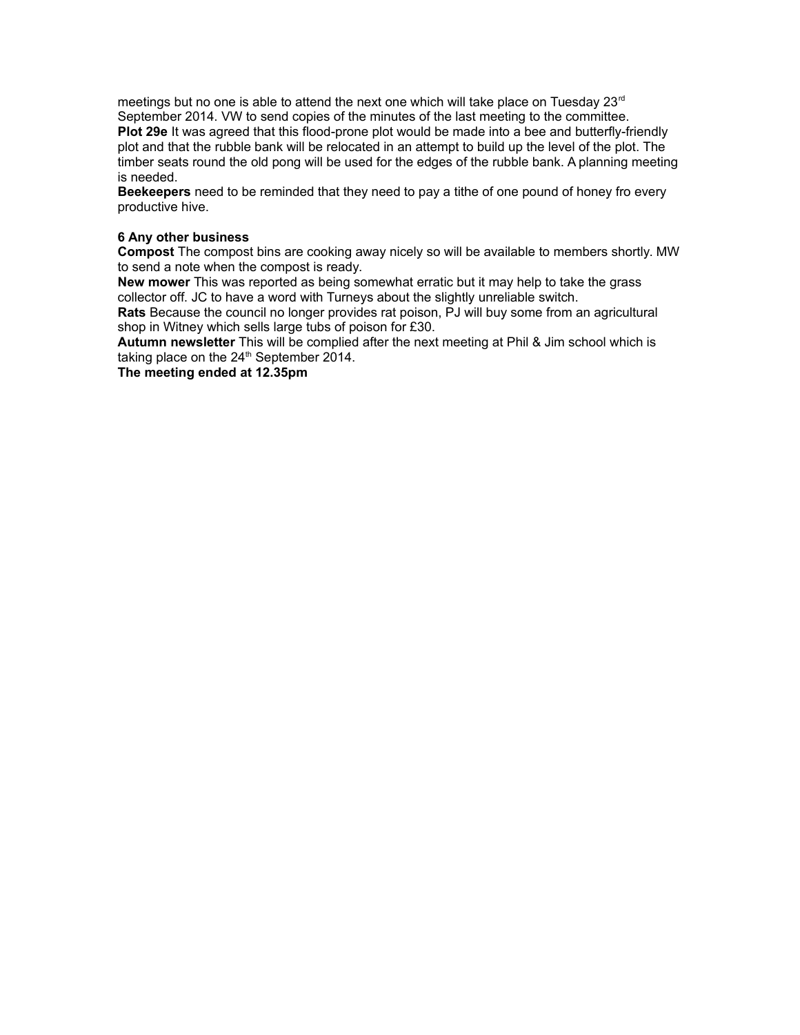meetings but no one is able to attend the next one which will take place on Tuesday 23rd September 2014. VW to send copies of the minutes of the last meeting to the committee.

**Plot 29e** It was agreed that this flood-prone plot would be made into a bee and butterfly-friendly plot and that the rubble bank will be relocated in an attempt to build up the level of the plot. The timber seats round the old pong will be used for the edges of the rubble bank. A planning meeting is needed.

**Beekeepers** need to be reminded that they need to pay a tithe of one pound of honey fro every productive hive.

**6 Any other business**

**Compost** The compost bins are cooking away nicely so will be available to members shortly. MW to send a note when the compost is ready.

**New mower** This was reported as being somewhat erratic but it may help to take the grass collector off. JC to have a word with Turneys about the slightly unreliable switch.

**Rats** Because the council no longer provides rat poison, PJ will buy some from an agricultural shop in Witney which sells large tubs of poison for £30.

**Autumn newsletter** This will be complied after the next meeting at Phil & Jim school which is taking place on the 24th September 2014.

**The meeting ended at 12.35pm**